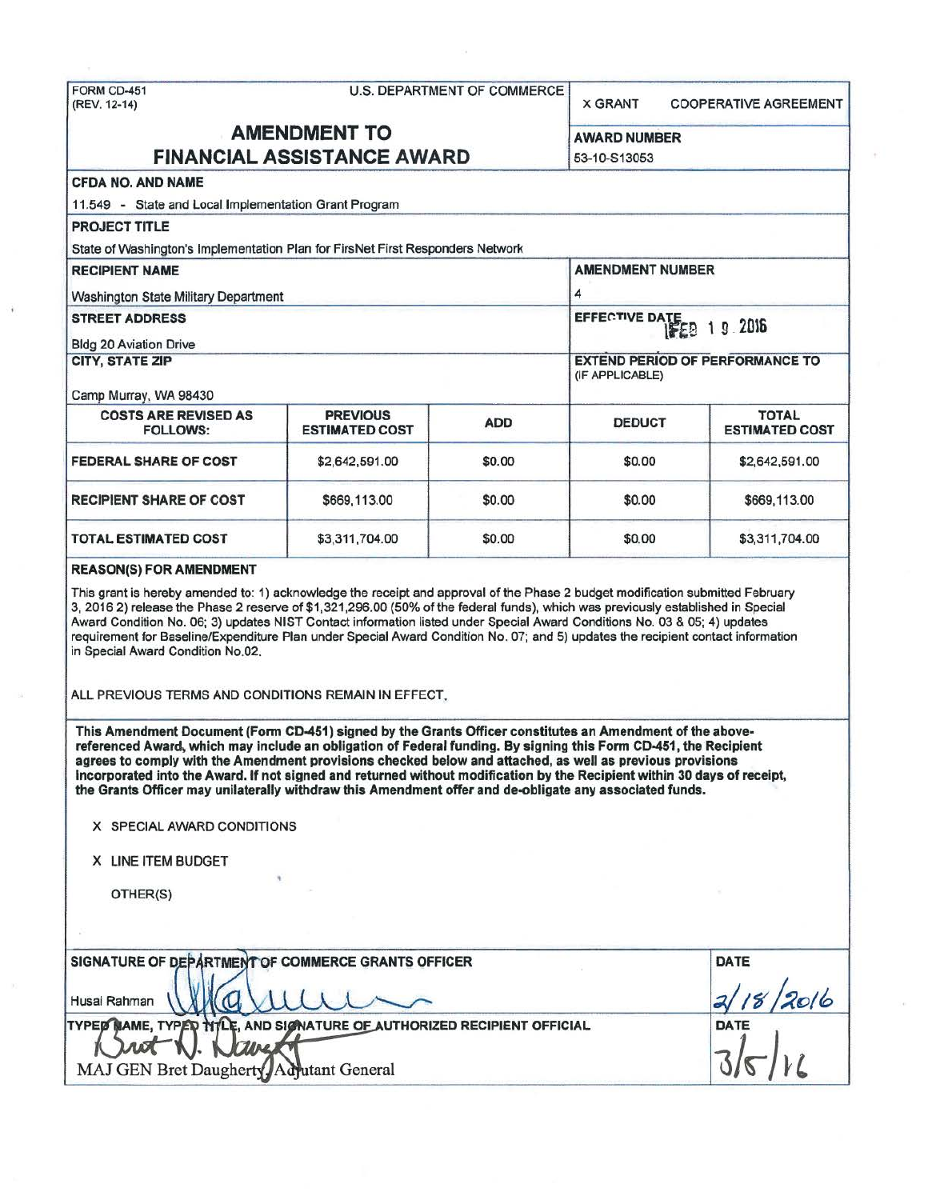FORM CD-451
(REV. 12-14)

U.S. DEPARTMENT OF COMMERCE

X GRANT    COOPERATIVE AGREEMENT

# AMENDMENT TO FINANCIAL ASSISTANCE AWARD

**AWARD NUMBER**
53-10-S13053

**CFDA NO. AND NAME**
11.549 - State and Local Implementation Grant Program

**PROJECT TITLE**
State of Washington's Implementation Plan for FirsNet First Responders Network

**RECIPIENT NAME**
Washington State Military Department

**AMENDMENT NUMBER**
4

**STREET ADDRESS**
Bldg 20 Aviation Drive

**EFFECTIVE DATE**
FEB 19 2016

**CITY, STATE ZIP**
Camp Murray, WA 98430

**EXTEND PERIOD OF PERFORMANCE TO (IF APPLICABLE)**

| COSTS ARE REVISED AS FOLLOWS: | PREVIOUS ESTIMATED COST | ADD | DEDUCT | TOTAL ESTIMATED COST |
|---|---|---|---|---|
| FEDERAL SHARE OF COST | $2,642,591.00 | $0.00 | $0.00 | $2,642,591.00 |
| RECIPIENT SHARE OF COST | $669,113.00 | $0.00 | $0.00 | $669,113.00 |
| TOTAL ESTIMATED COST | $3,311,704.00 | $0.00 | $0.00 | $3,311,704.00 |

**REASON(S) FOR AMENDMENT**

This grant is hereby amended to: 1) acknowledge the receipt and approval of the Phase 2 budget modification submitted February 3, 2016 2) release the Phase 2 reserve of $1,321,296.00 (50% of the federal funds), which was previously established in Special Award Condition No. 06; 3) updates NIST Contact information listed under Special Award Conditions No. 03 & 05; 4) updates requirement for Baseline/Expenditure Plan under Special Award Condition No. 07; and 5) updates the recipient contact information in Special Award Condition No.02.

ALL PREVIOUS TERMS AND CONDITIONS REMAIN IN EFFECT.

**This Amendment Document (Form CD-451) signed by the Grants Officer constitutes an Amendment of the above-referenced Award, which may include an obligation of Federal funding. By signing this Form CD-451, the Recipient agrees to comply with the Amendment provisions checked below and attached, as well as previous provisions incorporated into the Award. If not signed and returned without modification by the Recipient within 30 days of receipt, the Grants Officer may unilaterally withdraw this Amendment offer and de-obligate any associated funds.**

X SPECIAL AWARD CONDITIONS

X LINE ITEM BUDGET

OTHER(S)

**SIGNATURE OF DEPARTMENT OF COMMERCE GRANTS OFFICER**
Husai Rahman

**DATE**
2/18/2016

**TYPED NAME, TYPED TITLE, AND SIGNATURE OF AUTHORIZED RECIPIENT OFFICIAL**
MAJ GEN Bret Daugherty, Adjutant General

**DATE**
3/5/16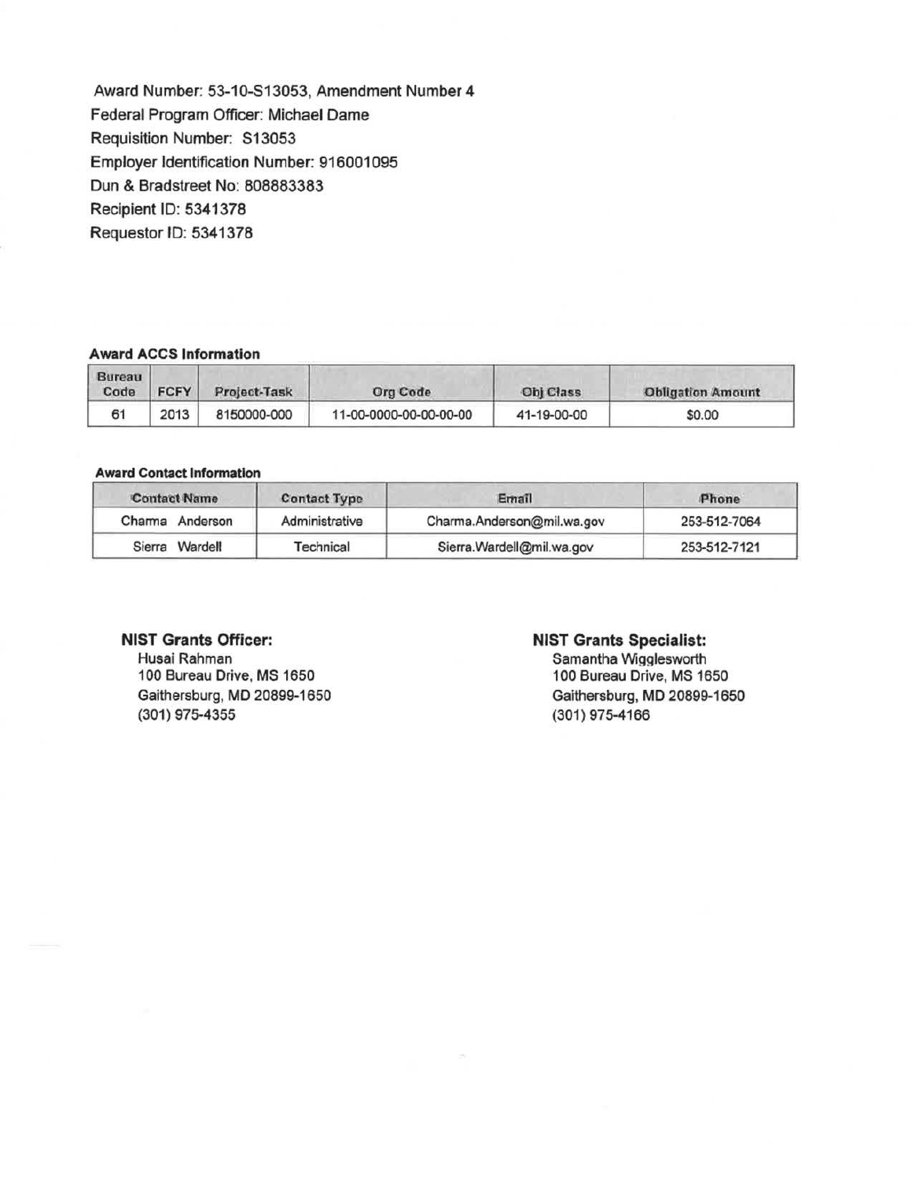Award Number: 53-10-S13053, Amendment Number 4
Federal Program Officer: Michael Dame
Requisition Number: S13053
Employer Identification Number: 916001095
Dun & Bradstreet No: 808883383
Recipient ID: 5341378
Requestor ID: 5341378

**Award ACCS Information**

| Bureau Code | FCFY | Project-Task | Org Code | Obj Class | Obligation Amount |
|---|---|---|---|---|---|
| 61 | 2013 | 8150000-000 | 11-00-0000-00-00-00-00 | 41-19-00-00 | $0.00 |

**Award Contact Information**

| Contact Name | Contact Type | Email | Phone |
|---|---|---|---|
| Charma Anderson | Administrative | Charma.Anderson@mil.wa.gov | 253-512-7064 |
| Sierra Wardell | Technical | Sierra.Wardell@mil.wa.gov | 253-512-7121 |

**NIST Grants Officer:**
Husai Rahman
100 Bureau Drive, MS 1650
Gaithersburg, MD 20899-1650
(301) 975-4355

**NIST Grants Specialist:**
Samantha Wigglesworth
100 Bureau Drive, MS 1650
Gaithersburg, MD 20899-1650
(301) 975-4166